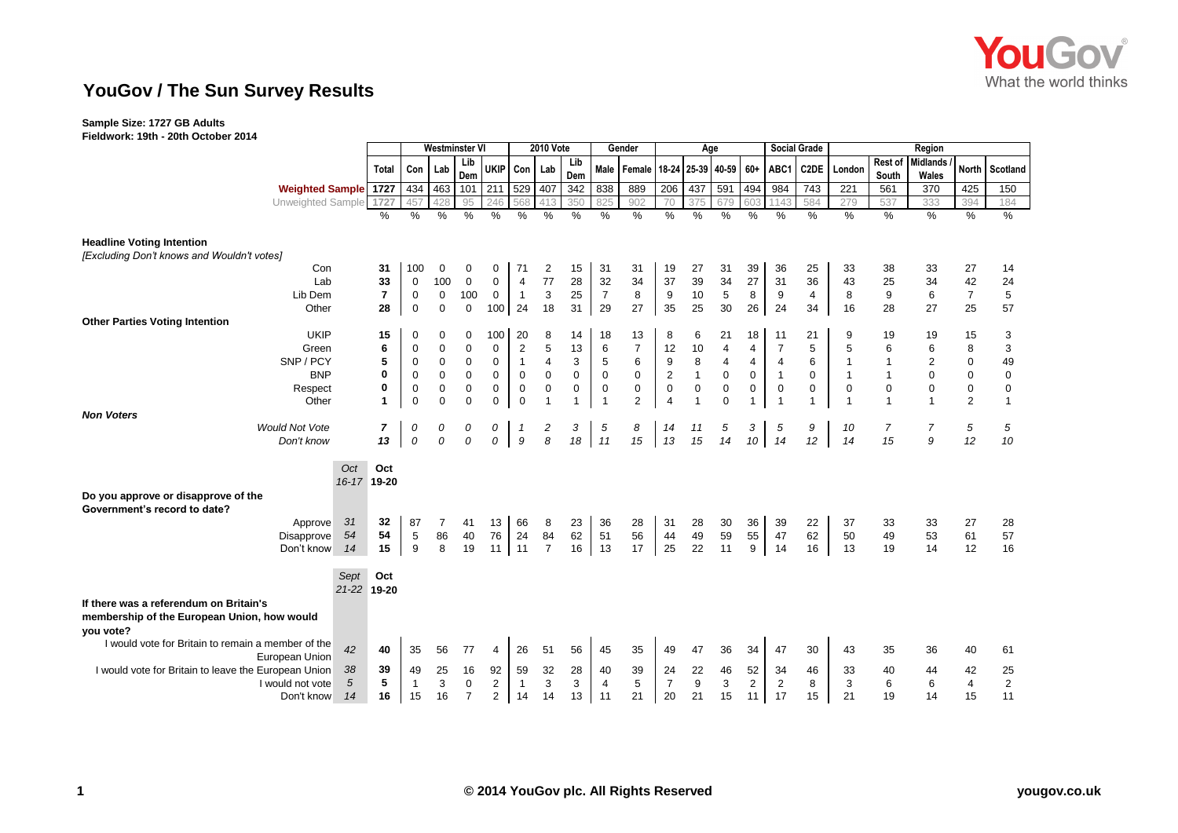# YouGov / The Sun Survey Results

**Sample Size: 1727 GB Adults**
**Fieldwork: 19th - 20th October 2014**

| | | Total | Westminster VI | | | | 2010 Vote | | | Gender | | Age | | | | Social Grade | | Region | | | | |
|---|---|---|---|---|---|---|---|---|---|---|---|---|---|---|---|---|---|---|---|---|---|---|
| | | | Con | Lab | Lib Dem | UKIP | Con | Lab | Lib Dem | Male | Female | 18-24 | 25-39 | 40-59 | 60+ | ABC1 | C2DE | London | Rest of South | Midlands / Wales | North | Scotland |
| **Weighted Sample** | | 1727 | 434 | 463 | 101 | 211 | 529 | 407 | 342 | 838 | 889 | 206 | 437 | 591 | 494 | 984 | 743 | 221 | 561 | 370 | 425 | 150 |
| Unweighted Sample | | 1727 | 457 | 428 | 95 | 246 | 568 | 413 | 350 | 825 | 902 | 70 | 375 | 679 | 603 | 1143 | 584 | 279 | 537 | 333 | 394 | 184 |
| | | % | % | % | % | % | % | % | % | % | % | % | % | % | % | % | % | % | % | % | % | % |
| **Headline Voting Intention** | | | | | | | | | | | | | | | | | | | | | | |
| *[Excluding Don't knows and Wouldn't votes]* | | | | | | | | | | | | | | | | | | | | | | |
| Con | | 31 | 100 | 0 | 0 | 0 | 71 | 2 | 15 | 31 | 31 | 19 | 27 | 31 | 39 | 36 | 25 | 33 | 38 | 33 | 27 | 14 |
| Lab | | 33 | 0 | 100 | 0 | 0 | 4 | 77 | 28 | 32 | 34 | 37 | 39 | 34 | 27 | 31 | 36 | 43 | 25 | 34 | 42 | 24 |
| Lib Dem | | 7 | 0 | 0 | 100 | 0 | 1 | 3 | 25 | 7 | 8 | 9 | 10 | 5 | 8 | 9 | 4 | 8 | 9 | 6 | 7 | 5 |
| Other | | 28 | 0 | 0 | 0 | 100 | 24 | 18 | 31 | 29 | 27 | 35 | 25 | 30 | 26 | 24 | 34 | 16 | 28 | 27 | 25 | 57 |
| **Other Parties Voting Intention** | | | | | | | | | | | | | | | | | | | | | | |
| UKIP | | 15 | 0 | 0 | 0 | 100 | 20 | 8 | 14 | 18 | 13 | 8 | 6 | 21 | 18 | 11 | 21 | 9 | 19 | 19 | 15 | 3 |
| Green | | 6 | 0 | 0 | 0 | 0 | 2 | 5 | 13 | 6 | 7 | 12 | 10 | 4 | 4 | 7 | 5 | 5 | 6 | 6 | 8 | 3 |
| SNP / PCY | | 5 | 0 | 0 | 0 | 0 | 1 | 4 | 3 | 5 | 6 | 9 | 8 | 4 | 4 | 4 | 6 | 1 | 1 | 2 | 0 | 49 |
| BNP | | 0 | 0 | 0 | 0 | 0 | 0 | 0 | 0 | 0 | 0 | 2 | 1 | 0 | 0 | 1 | 0 | 1 | 1 | 0 | 0 | 0 |
| Respect | | 0 | 0 | 0 | 0 | 0 | 0 | 0 | 0 | 0 | 0 | 0 | 0 | 0 | 0 | 0 | 0 | 0 | 0 | 0 | 0 | 0 |
| Other | | 1 | 0 | 0 | 0 | 0 | 0 | 1 | 1 | 1 | 2 | 4 | 1 | 0 | 1 | 1 | 1 | 1 | 1 | 1 | 2 | 1 |
| ***Non Voters*** | | | | | | | | | | | | | | | | | | | | | | |
| *Would Not Vote* | | *7* | *0* | *0* | *0* | *0* | *1* | *2* | *3* | *5* | *8* | *14* | *11* | *5* | *3* | *5* | *9* | *10* | *7* | *7* | *5* | *5* |
| *Don't know* | | *13* | *0* | *0* | *0* | *0* | *9* | *8* | *18* | *11* | *15* | *13* | *15* | *14* | *10* | *14* | *12* | *14* | *15* | *9* | *12* | *10* |
| | *Oct 16-17* | **Oct 19-20** | | | | | | | | | | | | | | | | | | | | |
| **Do you approve or disapprove of the Government's record to date?** | | | | | | | | | | | | | | | | | | | | | | |
| Approve | *31* | 32 | 87 | 7 | 41 | 13 | 66 | 8 | 23 | 36 | 28 | 31 | 28 | 30 | 36 | 39 | 22 | 37 | 33 | 33 | 27 | 28 |
| Disapprove | *54* | 54 | 5 | 86 | 40 | 76 | 24 | 84 | 62 | 51 | 56 | 44 | 49 | 59 | 55 | 47 | 62 | 50 | 49 | 53 | 61 | 57 |
| Don't know | *14* | 15 | 9 | 8 | 19 | 11 | 11 | 7 | 16 | 13 | 17 | 25 | 22 | 11 | 9 | 14 | 16 | 13 | 19 | 14 | 12 | 16 |
| | *Sept 21-22* | **Oct 19-20** | | | | | | | | | | | | | | | | | | | | |
| **If there was a referendum on Britain's membership of the European Union, how would you vote?** | | | | | | | | | | | | | | | | | | | | | | |
| I would vote for Britain to remain a member of the European Union | *42* | 40 | 35 | 56 | 77 | 4 | 26 | 51 | 56 | 45 | 35 | 49 | 47 | 36 | 34 | 47 | 30 | 43 | 35 | 36 | 40 | 61 |
| I would vote for Britain to leave the European Union | *38* | 39 | 49 | 25 | 16 | 92 | 59 | 32 | 28 | 40 | 39 | 24 | 22 | 46 | 52 | 34 | 46 | 33 | 40 | 44 | 42 | 25 |
| I would not vote | *5* | 5 | 1 | 3 | 0 | 2 | 1 | 3 | 3 | 4 | 5 | 7 | 9 | 3 | 2 | 2 | 8 | 3 | 6 | 6 | 4 | 2 |
| Don't know | *14* | 16 | 15 | 16 | 7 | 2 | 14 | 14 | 13 | 11 | 21 | 20 | 21 | 15 | 11 | 17 | 15 | 21 | 19 | 14 | 15 | 11 |

**© 2014 YouGov plc. All Rights Reserved**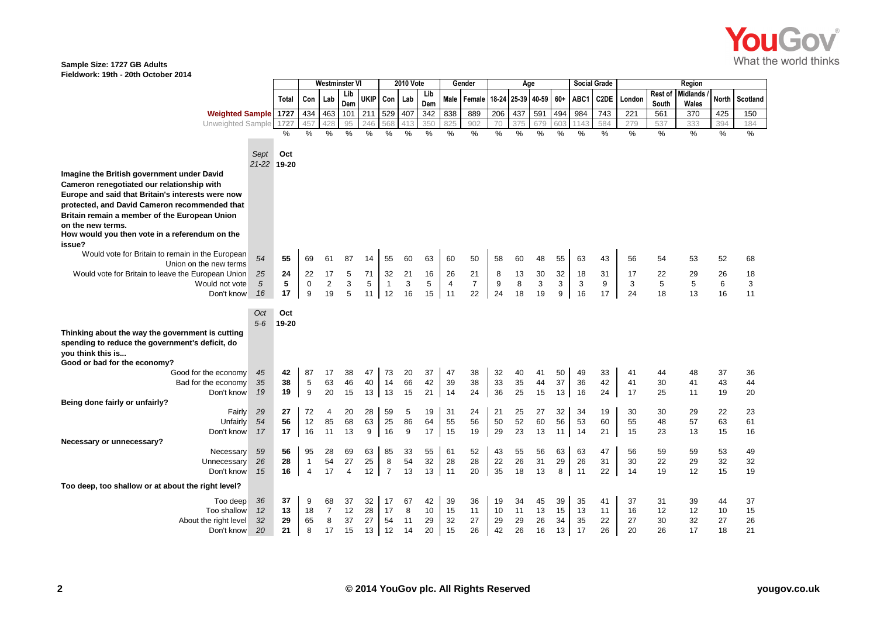**Sample Size: 1727 GB Adults**
**Fieldwork: 19th - 20th October 2014**

| | | | Westminster VI | | | | 2010 Vote | | | Gender | | Age | | | | Social Grade | | Region | | | | |
|---|---|---|---|---|---|---|---|---|---|---|---|---|---|---|---|---|---|---|---|---|---|---|
| | | Total | Con | Lab | Lib Dem | UKIP | Con | Lab | Lib Dem | Male | Female | 18-24 | 25-39 | 40-59 | 60+ | ABC1 | C2DE | London | Rest of South | Midlands / Wales | North | Scotland |
| **Weighted Sample** | | 1727 | 434 | 463 | 101 | 211 | 529 | 407 | 342 | 838 | 889 | 206 | 437 | 591 | 494 | 984 | 743 | 221 | 561 | 370 | 425 | 150 |
| Unweighted Sample | | 1727 | 457 | 428 | 95 | 246 | 568 | 413 | 350 | 825 | 902 | 70 | 375 | 679 | 603 | 1143 | 584 | 279 | 537 | 333 | 394 | 184 |
| | | % | % | % | % | % | % | % | % | % | % | % | % | % | % | % | % | % | % | % | % | % |
| | *Sept 21-22* | **Oct 19-20** | | | | | | | | | | | | | | | | | | | | |
| **Imagine the British government under David Cameron renegotiated our relationship with Europe and said that Britain's interests were now protected, and David Cameron recommended that Britain remain a member of the European Union on the new terms. How would you then vote in a referendum on the issue?** | | | | | | | | | | | | | | | | | | | | | | |
| Would vote for Britain to remain in the European Union on the new terms | *54* | **55** | 69 | 61 | 87 | 14 | 55 | 60 | 63 | 60 | 50 | 58 | 60 | 48 | 55 | 63 | 43 | 56 | 54 | 53 | 52 | 68 |
| Would vote for Britain to leave the European Union | *25* | **24** | 22 | 17 | 5 | 71 | 32 | 21 | 16 | 26 | 21 | 8 | 13 | 30 | 32 | 18 | 31 | 17 | 22 | 29 | 26 | 18 |
| Would not vote | *5* | **5** | 0 | 2 | 3 | 5 | 1 | 3 | 5 | 4 | 7 | 9 | 8 | 3 | 3 | 3 | 9 | 3 | 5 | 5 | 6 | 3 |
| Don't know | *16* | **17** | 9 | 19 | 5 | 11 | 12 | 16 | 15 | 11 | 22 | 24 | 18 | 19 | 9 | 16 | 17 | 24 | 18 | 13 | 16 | 11 |
| | *Oct 5-6* | **Oct 19-20** | | | | | | | | | | | | | | | | | | | | |
| **Thinking about the way the government is cutting spending to reduce the government's deficit, do you think this is...** | | | | | | | | | | | | | | | | | | | | | | |
| **Good or bad for the economy?** | | | | | | | | | | | | | | | | | | | | | | |
| Good for the economy | *45* | **42** | 87 | 17 | 38 | 47 | 73 | 20 | 37 | 47 | 38 | 32 | 40 | 41 | 50 | 49 | 33 | 41 | 44 | 48 | 37 | 36 |
| Bad for the economy | *35* | **38** | 5 | 63 | 46 | 40 | 14 | 66 | 42 | 39 | 38 | 33 | 35 | 44 | 37 | 36 | 42 | 41 | 30 | 41 | 43 | 44 |
| Don't know | *19* | **19** | 9 | 20 | 15 | 13 | 13 | 15 | 21 | 14 | 24 | 36 | 25 | 15 | 13 | 16 | 24 | 17 | 25 | 11 | 19 | 20 |
| **Being done fairly or unfairly?** | | | | | | | | | | | | | | | | | | | | | | |
| Fairly | *29* | **27** | 72 | 4 | 20 | 28 | 59 | 5 | 19 | 31 | 24 | 21 | 25 | 27 | 32 | 34 | 19 | 30 | 30 | 29 | 22 | 23 |
| Unfairly | *54* | **56** | 12 | 85 | 68 | 63 | 25 | 86 | 64 | 55 | 56 | 50 | 52 | 60 | 56 | 53 | 60 | 55 | 48 | 57 | 63 | 61 |
| Don't know | *17* | **17** | 16 | 11 | 13 | 9 | 16 | 9 | 17 | 15 | 19 | 29 | 23 | 13 | 11 | 14 | 21 | 15 | 23 | 13 | 15 | 16 |
| **Necessary or unnecessary?** | | | | | | | | | | | | | | | | | | | | | | |
| Necessary | *59* | **56** | 95 | 28 | 69 | 63 | 85 | 33 | 55 | 61 | 52 | 43 | 55 | 56 | 63 | 63 | 47 | 56 | 59 | 59 | 53 | 49 |
| Unnecessary | *26* | **28** | 1 | 54 | 27 | 25 | 8 | 54 | 32 | 28 | 28 | 22 | 26 | 31 | 29 | 26 | 31 | 30 | 22 | 29 | 32 | 32 |
| Don't know | *15* | **16** | 4 | 17 | 4 | 12 | 7 | 13 | 13 | 11 | 20 | 35 | 18 | 13 | 8 | 11 | 22 | 14 | 19 | 12 | 15 | 19 |
| **Too deep, too shallow or at about the right level?** | | | | | | | | | | | | | | | | | | | | | | |
| Too deep | *36* | **37** | 9 | 68 | 37 | 32 | 17 | 67 | 42 | 39 | 36 | 19 | 34 | 45 | 39 | 35 | 41 | 37 | 31 | 39 | 44 | 37 |
| Too shallow | *12* | **13** | 18 | 7 | 12 | 28 | 17 | 8 | 10 | 15 | 11 | 10 | 11 | 13 | 15 | 13 | 11 | 16 | 12 | 12 | 10 | 15 |
| About the right level | *32* | **29** | 65 | 8 | 37 | 27 | 54 | 11 | 29 | 32 | 27 | 29 | 29 | 26 | 34 | 35 | 22 | 27 | 30 | 32 | 27 | 26 |
| Don't know | *20* | **21** | 8 | 17 | 15 | 13 | 12 | 14 | 20 | 15 | 26 | 42 | 26 | 16 | 13 | 17 | 26 | 20 | 26 | 17 | 18 | 21 |

© 2014 YouGov plc. All Rights Reserved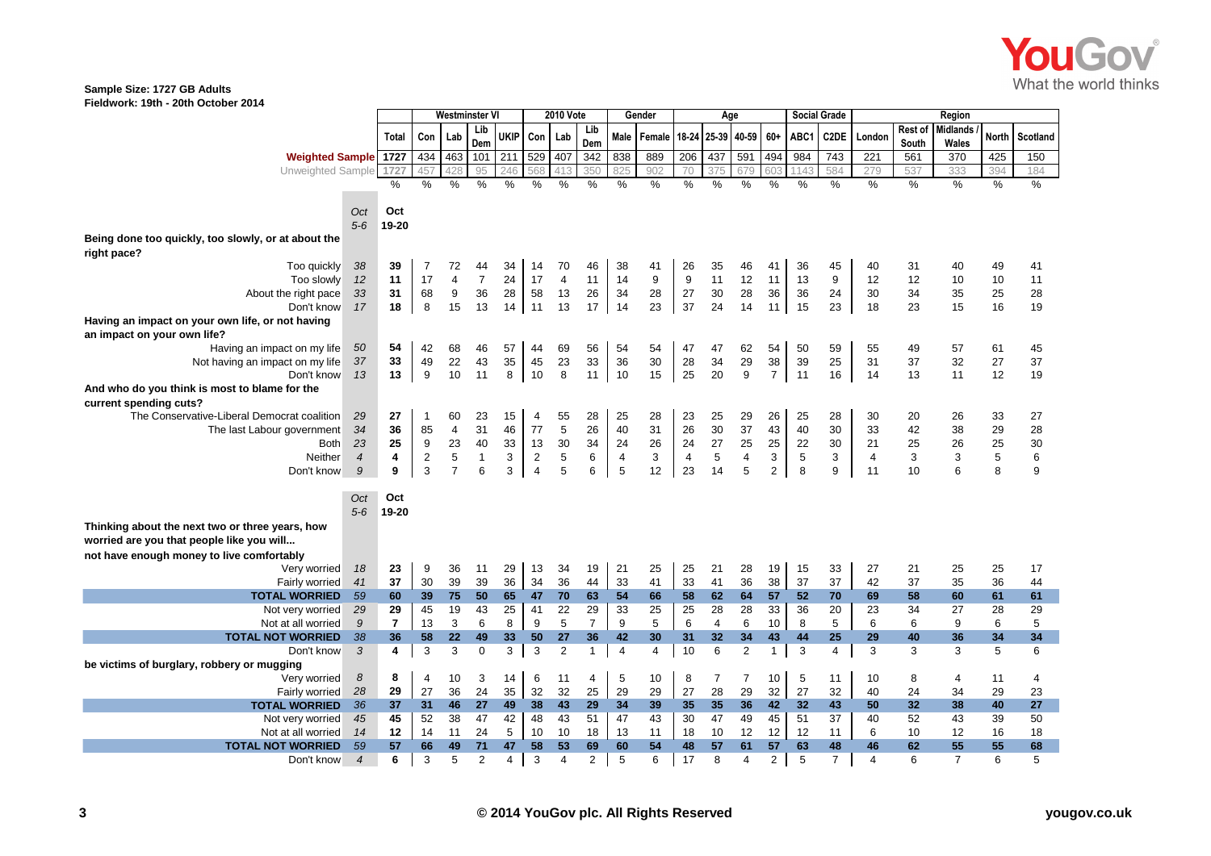Sample Size: 1727 GB Adults
Fieldwork: 19th - 20th October 2014

| | | | Westminster VI | | | | 2010 Vote | | | Gender | | Age | | | | Social Grade | | Region | | | | |
|---|---|---|---|---|---|---|---|---|---|---|---|---|---|---|---|---|---|---|---|---|---|---|
| | | Total | Con | Lab | Lib Dem | UKIP | Con | Lab | Lib Dem | Male | Female | 18-24 | 25-39 | 40-59 | 60+ | ABC1 | C2DE | London | Rest of South | Midlands / Wales | North | Scotland |
| Weighted Sample | | 1727 | 434 | 463 | 101 | 211 | 529 | 407 | 342 | 838 | 889 | 206 | 437 | 591 | 494 | 984 | 743 | 221 | 561 | 370 | 425 | 150 |
| Unweighted Sample | | 1727 | 457 | 428 | 95 | 246 | 568 | 413 | 350 | 825 | 902 | 70 | 375 | 679 | 603 | 1143 | 584 | 279 | 537 | 333 | 394 | 184 |
| | | % | % | % | % | % | % | % | % | % | % | % | % | % | % | % | % | % | % | % | % | % |
| | Oct 5-6 | Oct 19-20 | | | | | | | | | | | | | | | | | | | | |
| **Being done too quickly, too slowly, or at about the right pace?** | | | | | | | | | | | | | | | | | | | | | | |
| Too quickly | 38 | 39 | 7 | 72 | 44 | 34 | 14 | 70 | 46 | 38 | 41 | 26 | 35 | 46 | 41 | 36 | 45 | 40 | 31 | 40 | 49 | 41 |
| Too slowly | 12 | 11 | 17 | 4 | 7 | 24 | 17 | 4 | 11 | 14 | 9 | 9 | 11 | 12 | 11 | 13 | 9 | 12 | 12 | 10 | 10 | 11 |
| About the right pace | 33 | 31 | 68 | 9 | 36 | 28 | 58 | 13 | 26 | 34 | 28 | 27 | 30 | 28 | 36 | 36 | 24 | 30 | 34 | 35 | 25 | 28 |
| Don't know | 17 | 18 | 8 | 15 | 13 | 14 | 11 | 13 | 17 | 14 | 23 | 37 | 24 | 14 | 11 | 15 | 23 | 18 | 23 | 15 | 16 | 19 |
| **Having an impact on your own life, or not having an impact on your own life?** | | | | | | | | | | | | | | | | | | | | | | |
| Having an impact on my life | 50 | 54 | 42 | 68 | 46 | 57 | 44 | 69 | 56 | 54 | 54 | 47 | 47 | 62 | 54 | 50 | 59 | 55 | 49 | 57 | 61 | 45 |
| Not having an impact on my life | 37 | 33 | 49 | 22 | 43 | 35 | 45 | 23 | 33 | 36 | 30 | 28 | 34 | 29 | 38 | 39 | 25 | 31 | 37 | 32 | 27 | 37 |
| Don't know | 13 | 13 | 9 | 10 | 11 | 8 | 10 | 8 | 11 | 10 | 15 | 25 | 20 | 9 | 7 | 11 | 16 | 14 | 13 | 11 | 12 | 19 |
| **And who do you think is most to blame for the current spending cuts?** | | | | | | | | | | | | | | | | | | | | | | |
| The Conservative-Liberal Democrat coalition | 29 | 27 | 1 | 60 | 23 | 15 | 4 | 55 | 28 | 25 | 28 | 23 | 25 | 29 | 26 | 25 | 28 | 30 | 20 | 26 | 33 | 27 |
| The last Labour government | 34 | 36 | 85 | 4 | 31 | 46 | 77 | 5 | 26 | 40 | 31 | 26 | 30 | 37 | 43 | 40 | 30 | 33 | 42 | 38 | 29 | 28 |
| Both | 23 | 25 | 9 | 23 | 40 | 33 | 13 | 30 | 34 | 24 | 26 | 24 | 27 | 25 | 25 | 22 | 30 | 21 | 25 | 26 | 25 | 30 |
| Neither | 4 | 4 | 2 | 5 | 1 | 3 | 2 | 5 | 6 | 4 | 3 | 4 | 5 | 4 | 3 | 5 | 3 | 4 | 3 | 3 | 5 | 6 |
| Don't know | 9 | 9 | 3 | 7 | 6 | 3 | 4 | 5 | 6 | 5 | 12 | 23 | 14 | 5 | 2 | 8 | 9 | 11 | 10 | 6 | 8 | 9 |
| | Oct 5-6 | Oct 19-20 | | | | | | | | | | | | | | | | | | | | |
| **Thinking about the next two or three years, how worried are you that people like you will...** | | | | | | | | | | | | | | | | | | | | | | |
| **not have enough money to live comfortably** | | | | | | | | | | | | | | | | | | | | | | |
| Very worried | 18 | 23 | 9 | 36 | 11 | 29 | 13 | 34 | 19 | 21 | 25 | 25 | 21 | 28 | 19 | 15 | 33 | 27 | 21 | 25 | 25 | 17 |
| Fairly worried | 41 | 37 | 30 | 39 | 39 | 36 | 34 | 36 | 44 | 33 | 41 | 33 | 41 | 36 | 38 | 37 | 37 | 42 | 37 | 35 | 36 | 44 |
| **TOTAL WORRIED** | 59 | **60** | **39** | **75** | **50** | **65** | **47** | **70** | **63** | **54** | **66** | **58** | **62** | **64** | **57** | **52** | **70** | **69** | **58** | **60** | **61** | **61** |
| Not very worried | 29 | 29 | 45 | 19 | 43 | 25 | 41 | 22 | 29 | 33 | 25 | 25 | 28 | 28 | 33 | 36 | 20 | 23 | 34 | 27 | 28 | 29 |
| Not at all worried | 9 | 7 | 13 | 3 | 6 | 8 | 9 | 5 | 7 | 9 | 5 | 6 | 4 | 6 | 10 | 8 | 5 | 6 | 6 | 9 | 6 | 5 |
| **TOTAL NOT WORRIED** | 38 | **36** | **58** | **22** | **49** | **33** | **50** | **27** | **36** | **42** | **30** | **31** | **32** | **34** | **43** | **44** | **25** | **29** | **40** | **36** | **34** | **34** |
| Don't know | 3 | 4 | 3 | 3 | 0 | 3 | 3 | 2 | 1 | 4 | 4 | 10 | 6 | 2 | 1 | 3 | 4 | 3 | 3 | 3 | 5 | 6 |
| **be victims of burglary, robbery or mugging** | | | | | | | | | | | | | | | | | | | | | | |
| Very worried | 8 | 8 | 4 | 10 | 3 | 14 | 6 | 11 | 4 | 5 | 10 | 8 | 7 | 7 | 10 | 5 | 11 | 10 | 8 | 4 | 11 | 4 |
| Fairly worried | 28 | 29 | 27 | 36 | 24 | 35 | 32 | 32 | 25 | 29 | 29 | 27 | 28 | 29 | 32 | 27 | 32 | 40 | 24 | 34 | 29 | 23 |
| **TOTAL WORRIED** | 36 | **37** | **31** | **46** | **27** | **49** | **38** | **43** | **29** | **34** | **39** | **35** | **35** | **36** | **42** | **32** | **43** | **50** | **32** | **38** | **40** | **27** |
| Not very worried | 45 | 45 | 52 | 38 | 47 | 42 | 48 | 43 | 51 | 47 | 43 | 30 | 47 | 49 | 45 | 51 | 37 | 40 | 52 | 43 | 39 | 50 |
| Not at all worried | 14 | 12 | 14 | 11 | 24 | 5 | 10 | 10 | 18 | 13 | 11 | 18 | 10 | 12 | 12 | 12 | 11 | 6 | 10 | 12 | 16 | 18 |
| **TOTAL NOT WORRIED** | 59 | **57** | **66** | **49** | **71** | **47** | **58** | **53** | **69** | **60** | **54** | **48** | **57** | **61** | **57** | **63** | **48** | **46** | **62** | **55** | **55** | **68** |
| Don't know | 4 | 6 | 3 | 5 | 2 | 4 | 3 | 4 | 2 | 5 | 6 | 17 | 8 | 4 | 2 | 5 | 7 | 4 | 6 | 7 | 6 | 5 |

© 2014 YouGov plc. All Rights Reserved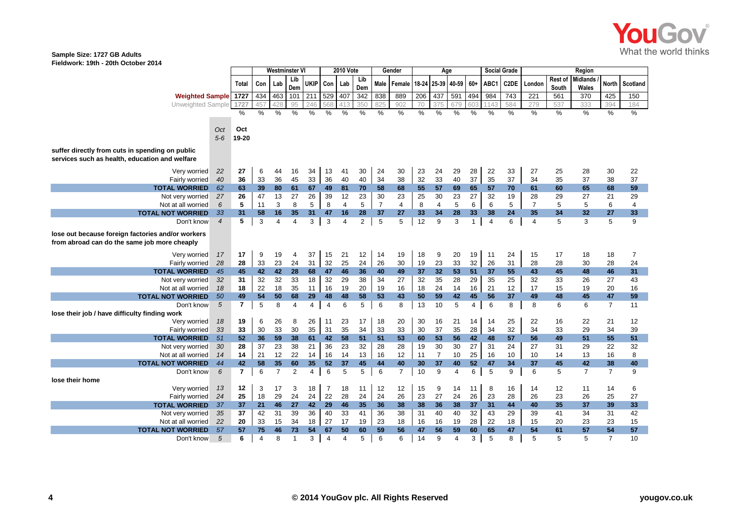**Sample Size: 1727 GB Adults**
**Fieldwork: 19th - 20th October 2014**

| | | | Westminster VI | | | | 2010 Vote | | | Gender | | Age | | | | Social Grade | | Region | | | | |
|---|---|---|---|---|---|---|---|---|---|---|---|---|---|---|---|---|---|---|---|---|---|---|
| | | Total | Con | Lab | Lib Dem | UKIP | Con | Lab | Lib Dem | Male | Female | 18-24 | 25-39 | 40-59 | 60+ | ABC1 | C2DE | London | Rest of South | Midlands / Wales | North | Scotland |
| **Weighted Sample** | | 1727 | 434 | 463 | 101 | 211 | 529 | 407 | 342 | 838 | 889 | 206 | 437 | 591 | 494 | 984 | 743 | 221 | 561 | 370 | 425 | 150 |
| Unweighted Sample | | 1727 | 457 | 428 | 95 | 246 | 568 | 413 | 350 | 825 | 902 | 70 | 375 | 679 | 603 | 1143 | 584 | 279 | 537 | 333 | 394 | 184 |
| | | % | % | % | % | % | % | % | % | % | % | % | % | % | % | % | % | % | % | % | % | % |
| | *Oct 5-6* | **Oct 19-20** | | | | | | | | | | | | | | | | | | | | |
| **suffer directly from cuts in spending on public services such as health, education and welfare** | | | | | | | | | | | | | | | | | | | | | | |
| Very worried | *22* | **27** | 6 | 44 | 16 | 34 | 13 | 41 | 30 | 24 | 30 | 23 | 24 | 29 | 28 | 22 | 33 | 27 | 25 | 28 | 30 | 22 |
| Fairly worried | *40* | **36** | 33 | 36 | 45 | 33 | 36 | 40 | 40 | 34 | 38 | 32 | 33 | 40 | 37 | 35 | 37 | 34 | 35 | 37 | 38 | 37 |
| **TOTAL WORRIED** | *62* | **63** | **39** | **80** | **61** | **67** | **49** | **81** | **70** | **58** | **68** | **55** | **57** | **69** | **65** | **57** | **70** | **61** | **60** | **65** | **68** | **59** |
| Not very worried | *27* | **26** | 47 | 13 | 27 | 26 | 39 | 12 | 23 | 30 | 23 | 25 | 30 | 23 | 27 | 32 | 19 | 28 | 29 | 27 | 21 | 29 |
| Not at all worried | *6* | **5** | 11 | 3 | 8 | 5 | 8 | 4 | 5 | 7 | 4 | 8 | 4 | 5 | 6 | 6 | 5 | 7 | 5 | 5 | 6 | 4 |
| **TOTAL NOT WORRIED** | *33* | **31** | **58** | **16** | **35** | **31** | **47** | **16** | **28** | **37** | **27** | **33** | **34** | **28** | **33** | **38** | **24** | **35** | **34** | **32** | **27** | **33** |
| Don't know | *4* | **5** | 3 | 4 | 4 | 3 | 3 | 4 | 2 | 5 | 5 | 12 | 9 | 3 | 1 | 4 | 6 | 4 | 5 | 3 | 5 | 9 |
| **lose out because foreign factories and/or workers from abroad can do the same job more cheaply** | | | | | | | | | | | | | | | | | | | | | | |
| Very worried | *17* | **17** | 9 | 19 | 4 | 37 | 15 | 21 | 12 | 14 | 19 | 18 | 9 | 20 | 19 | 11 | 24 | 15 | 17 | 18 | 18 | 7 |
| Fairly worried | *28* | **28** | 33 | 23 | 24 | 31 | 32 | 25 | 24 | 26 | 30 | 19 | 23 | 33 | 32 | 26 | 31 | 28 | 28 | 30 | 28 | 24 |
| **TOTAL WORRIED** | *45* | **45** | **42** | **42** | **28** | **68** | **47** | **46** | **36** | **40** | **49** | **37** | **32** | **53** | **51** | **37** | **55** | **43** | **45** | **48** | **46** | **31** |
| Not very worried | *32* | **31** | 32 | 32 | 33 | 18 | 32 | 29 | 38 | 34 | 27 | 32 | 35 | 28 | 29 | 35 | 25 | 32 | 33 | 26 | 27 | 43 |
| Not at all worried | *18* | **18** | 22 | 18 | 35 | 11 | 16 | 19 | 20 | 19 | 16 | 18 | 24 | 14 | 16 | 21 | 12 | 17 | 15 | 19 | 20 | 16 |
| **TOTAL NOT WORRIED** | *50* | **49** | **54** | **50** | **68** | **29** | **48** | **48** | **58** | **53** | **43** | **50** | **59** | **42** | **45** | **56** | **37** | **49** | **48** | **45** | **47** | **59** |
| Don't know | *5* | **7** | 5 | 8 | 4 | 4 | 4 | 6 | 5 | 6 | 8 | 13 | 10 | 5 | 4 | 6 | 8 | 8 | 6 | 6 | 7 | 11 |
| **lose their job / have difficulty finding work** | | | | | | | | | | | | | | | | | | | | | | |
| Very worried | *18* | **19** | 6 | 26 | 8 | 26 | 11 | 23 | 17 | 18 | 20 | 30 | 16 | 21 | 14 | 14 | 25 | 22 | 16 | 22 | 21 | 12 |
| Fairly worried | *33* | **33** | 30 | 33 | 30 | 35 | 31 | 35 | 34 | 33 | 33 | 30 | 37 | 35 | 28 | 34 | 32 | 34 | 33 | 29 | 34 | 39 |
| **TOTAL WORRIED** | *51* | **52** | **36** | **59** | **38** | **61** | **42** | **58** | **51** | **51** | **53** | **60** | **53** | **56** | **42** | **48** | **57** | **56** | **49** | **51** | **55** | **51** |
| Not very worried | *30* | **28** | 37 | 23 | 38 | 21 | 36 | 23 | 32 | 28 | 28 | 19 | 30 | 30 | 27 | 31 | 24 | 27 | 31 | 29 | 22 | 32 |
| Not at all worried | *14* | **14** | 21 | 12 | 22 | 14 | 16 | 14 | 13 | 16 | 12 | 11 | 7 | 10 | 25 | 16 | 10 | 10 | 14 | 13 | 16 | 8 |
| **TOTAL NOT WORRIED** | *44* | **42** | **58** | **35** | **60** | **35** | **52** | **37** | **45** | **44** | **40** | **30** | **37** | **40** | **52** | **47** | **34** | **37** | **45** | **42** | **38** | **40** |
| Don't know | *6* | **7** | 6 | 7 | 2 | 4 | 6 | 5 | 5 | 6 | 7 | 10 | 9 | 4 | 6 | 5 | 9 | 6 | 5 | 7 | 7 | 9 |
| **lose their home** | | | | | | | | | | | | | | | | | | | | | | |
| Very worried | *13* | **12** | 3 | 17 | 3 | 18 | 7 | 18 | 11 | 12 | 12 | 15 | 9 | 14 | 11 | 8 | 16 | 14 | 12 | 11 | 14 | 6 |
| Fairly worried | *24* | **25** | 18 | 29 | 24 | 24 | 22 | 28 | 24 | 24 | 26 | 23 | 27 | 24 | 26 | 23 | 28 | 26 | 23 | 26 | 25 | 27 |
| **TOTAL WORRIED** | *37* | **37** | **21** | **46** | **27** | **42** | **29** | **46** | **35** | **36** | **38** | **38** | **36** | **38** | **37** | **31** | **44** | **40** | **35** | **37** | **39** | **33** |
| Not very worried | *35* | **37** | 42 | 31 | 39 | 36 | 40 | 33 | 41 | 36 | 38 | 31 | 40 | 40 | 32 | 43 | 29 | 39 | 41 | 34 | 31 | 42 |
| Not at all worried | *22* | **20** | 33 | 15 | 34 | 18 | 27 | 17 | 19 | 23 | 18 | 16 | 16 | 19 | 28 | 22 | 18 | 15 | 20 | 23 | 23 | 15 |
| **TOTAL NOT WORRIED** | *57* | **57** | **75** | **46** | **73** | **54** | **67** | **50** | **60** | **59** | **56** | **47** | **56** | **59** | **60** | **65** | **47** | **54** | **61** | **57** | **54** | **57** |
| Don't know | *5* | **6** | 4 | 8 | 1 | 3 | 4 | 4 | 5 | 6 | 6 | 14 | 9 | 4 | 3 | 5 | 8 | 5 | 5 | 5 | 7 | 10 |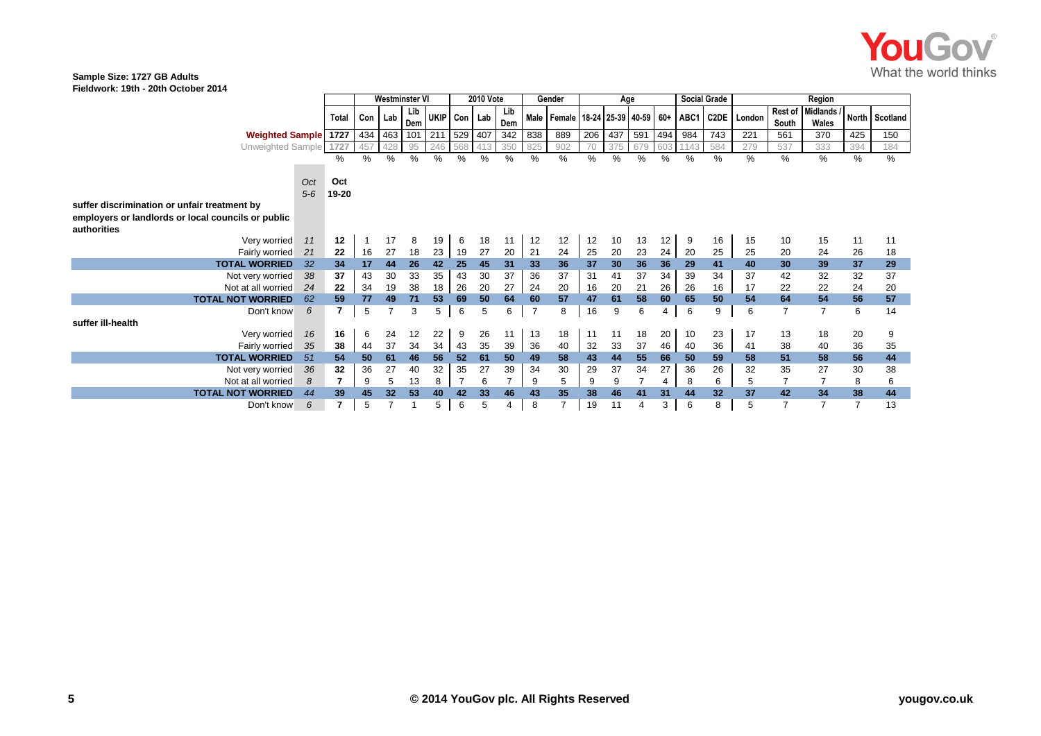**Sample Size: 1727 GB Adults**
**Fieldwork: 19th - 20th October 2014**

| | | | Westminster VI | | | | 2010 Vote | | | Gender | | Age | | | | Social Grade | | Region | | | | |
|---|---|---|---|---|---|---|---|---|---|---|---|---|---|---|---|---|---|---|---|---|---|---|
| | | Total | Con | Lab | Lib Dem | UKIP | Con | Lab | Lib Dem | Male | Female | 18-24 | 25-39 | 40-59 | 60+ | ABC1 | C2DE | London | Rest of South | Midlands / Wales | North | Scotland |
| **Weighted Sample** | | 1727 | 434 | 463 | 101 | 211 | 529 | 407 | 342 | 838 | 889 | 206 | 437 | 591 | 494 | 984 | 743 | 221 | 561 | 370 | 425 | 150 |
| Unweighted Sample | | 1727 | 457 | 428 | 95 | 246 | 568 | 413 | 350 | 825 | 902 | 70 | 375 | 679 | 603 | 1143 | 584 | 279 | 537 | 333 | 394 | 184 |
| | | % | % | % | % | % | % | % | % | % | % | % | % | % | % | % | % | % | % | % | % | % |
| | *Oct 5-6* | **Oct 19-20** | | | | | | | | | | | | | | | | | | | | |
| **suffer discrimination or unfair treatment by employers or landlords or local councils or public authorities** | | | | | | | | | | | | | | | | | | | | | | |
| Very worried | *11* | **12** | 1 | 17 | 8 | 19 | 6 | 18 | 11 | 12 | 12 | 12 | 10 | 13 | 12 | 9 | 16 | 15 | 10 | 15 | 11 | 11 |
| Fairly worried | *21* | **22** | 16 | 27 | 18 | 23 | 19 | 27 | 20 | 21 | 24 | 25 | 20 | 23 | 24 | 20 | 25 | 25 | 20 | 24 | 26 | 18 |
| **TOTAL WORRIED** | *32* | **34** | **17** | **44** | **26** | **42** | **25** | **45** | **31** | **33** | **36** | **37** | **30** | **36** | **36** | **29** | **41** | **40** | **30** | **39** | **37** | **29** |
| Not very worried | *38* | **37** | 43 | 30 | 33 | 35 | 43 | 30 | 37 | 36 | 37 | 31 | 41 | 37 | 34 | 39 | 34 | 37 | 42 | 32 | 32 | 37 |
| Not at all worried | *24* | **22** | 34 | 19 | 38 | 18 | 26 | 20 | 27 | 24 | 20 | 16 | 20 | 21 | 26 | 26 | 16 | 17 | 22 | 22 | 24 | 20 |
| **TOTAL NOT WORRIED** | *62* | **59** | **77** | **49** | **71** | **53** | **69** | **50** | **64** | **60** | **57** | **47** | **61** | **58** | **60** | **65** | **50** | **54** | **64** | **54** | **56** | **57** |
| Don't know | *6* | **7** | 5 | 7 | 3 | 5 | 6 | 5 | 6 | 7 | 8 | 16 | 9 | 6 | 4 | 6 | 9 | 6 | 7 | 7 | 6 | 14 |
| **suffer ill-health** | | | | | | | | | | | | | | | | | | | | | | |
| Very worried | *16* | **16** | 6 | 24 | 12 | 22 | 9 | 26 | 11 | 13 | 18 | 11 | 11 | 18 | 20 | 10 | 23 | 17 | 13 | 18 | 20 | 9 |
| Fairly worried | *35* | **38** | 44 | 37 | 34 | 34 | 43 | 35 | 39 | 36 | 40 | 32 | 33 | 37 | 46 | 40 | 36 | 41 | 38 | 40 | 36 | 35 |
| **TOTAL WORRIED** | *51* | **54** | **50** | **61** | **46** | **56** | **52** | **61** | **50** | **49** | **58** | **43** | **44** | **55** | **66** | **50** | **59** | **58** | **51** | **58** | **56** | **44** |
| Not very worried | *36* | **32** | 36 | 27 | 40 | 32 | 35 | 27 | 39 | 34 | 30 | 29 | 37 | 34 | 27 | 36 | 26 | 32 | 35 | 27 | 30 | 38 |
| Not at all worried | *8* | **7** | 9 | 5 | 13 | 8 | 7 | 6 | 7 | 9 | 5 | 9 | 9 | 7 | 4 | 8 | 6 | 5 | 7 | 7 | 8 | 6 |
| **TOTAL NOT WORRIED** | *44* | **39** | **45** | **32** | **53** | **40** | **42** | **33** | **46** | **43** | **35** | **38** | **46** | **41** | **31** | **44** | **32** | **37** | **42** | **34** | **38** | **44** |
| Don't know | *6* | **7** | 5 | 7 | 1 | 5 | 6 | 5 | 4 | 8 | 7 | 19 | 11 | 4 | 3 | 6 | 8 | 5 | 7 | 7 | 7 | 13 |

**© 2014 YouGov plc. All Rights Reserved**